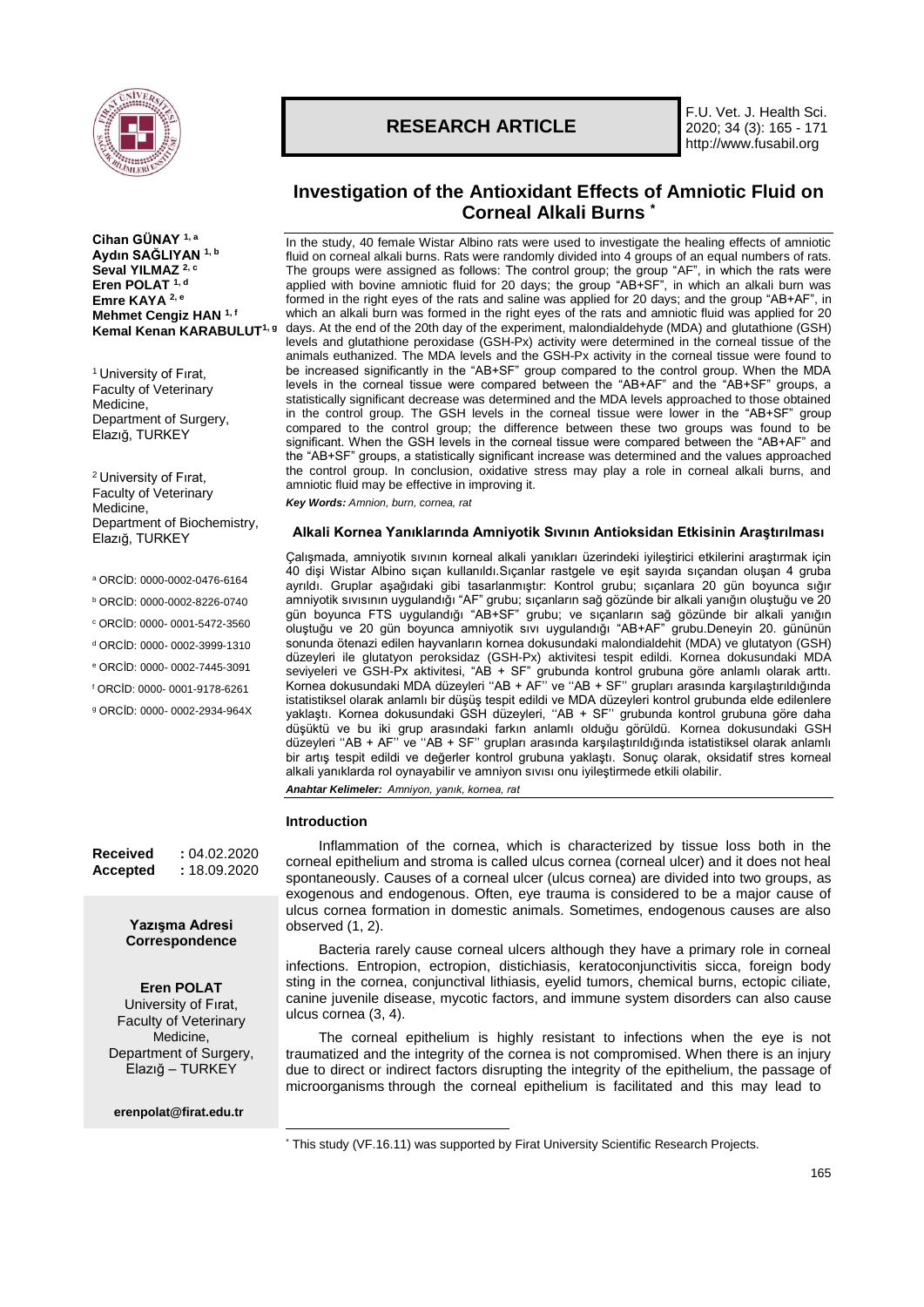**RESEARCH ARTICLE**

# Investigation of the Antioxidant Effects of Amniotic Fluid on Corneal Alkali Burns [*]

**Cihan GÜNAY** [1, a]
**Aydın SAĞLIYAN** [1, b]
**Seval YILMAZ** [2, c]
**Eren POLAT** [1, d]
**Emre KAYA** [2, e]
**Mehmet Cengiz HAN** [1, f]
**Kemal Kenan KARABULUT** [1, g]

[1] University of Fırat, Faculty of Veterinary Medicine, Department of Surgery, Elazığ, TURKEY

[2] University of Fırat, Faculty of Veterinary Medicine, Department of Biochemistry, Elazığ, TURKEY

[a] ORCİD: 0000-0002-0476-6164
[b] ORCİD: 0000-0002-8226-0740
[c] ORCİD: 0000- 0001-5472-3560
[d] ORCİD: 0000- 0002-3999-1310
[e] ORCİD: 0000- 0002-7445-3091
[f] ORCİD: 0000- 0001-9178-6261
[g] ORCİD: 0000- 0002-2934-964X

**Received** : 04.02.2020
**Accepted** : 18.09.2020

**Yazışma Adresi Correspondence**

**Eren POLAT**
University of Fırat, Faculty of Veterinary Medicine, Department of Surgery, Elazığ – TURKEY

**erenpolat@firat.edu.tr**

In the study, 40 female Wistar Albino rats were used to investigate the healing effects of amniotic fluid on corneal alkali burns. Rats were randomly divided into 4 groups of an equal numbers of rats. The groups were assigned as follows: The control group; the group "AF", in which the rats were applied with bovine amniotic fluid for 20 days; the group "AB+SF", in which an alkali burn was formed in the right eyes of the rats and saline was applied for 20 days; and the group "AB+AF", in which an alkali burn was formed in the right eyes of the rats and amniotic fluid was applied for 20 days. At the end of the 20th day of the experiment, malondialdehyde (MDA) and glutathione (GSH) levels and glutathione peroxidase (GSH-Px) activity were determined in the corneal tissue of the animals euthanized. The MDA levels and the GSH-Px activity in the corneal tissue were found to be increased significantly in the "AB+SF" group compared to the control group. When the MDA levels in the corneal tissue were compared between the "AB+AF" and the "AB+SF" groups, a statistically significant decrease was determined and the MDA levels approached to those obtained in the control group. The GSH levels in the corneal tissue were lower in the "AB+SF" group compared to the control group; the difference between these two groups was found to be significant. When the GSH levels in the corneal tissue were compared between the "AB+AF" and the "AB+SF" groups, a statistically significant increase was determined and the values approached the control group. In conclusion, oxidative stress may play a role in corneal alkali burns, and amniotic fluid may be effective in improving it.

***Key Words:*** *Amnion, burn, cornea, rat*

## Alkali Kornea Yanıklarında Amniyotik Sıvının Antioksidan Etkisinin Araştırılması

Çalışmada, amniyotik sıvının korneal alkali yanıkları üzerindeki iyileştirici etkilerini araştırmak için 40 dişi Wistar Albino sıçan kullanıldı.Sıçanlar rastgele ve eşit sayıda sıçandan oluşan 4 gruba ayrıldı. Gruplar aşağıdaki gibi tasarlanmıştır: Kontrol grubu; sıçanlara 20 gün boyunca sığır amniyotik sıvısının uygulandığı "AF" grubu; sıçanların sağ gözünde bir alkali yanığın oluştuğu ve 20 gün boyunca FTS uygulandığı "AB+SF" grubu; ve sıçanların sağ gözünde bir alkali yanığın oluştuğu ve 20 gün boyunca amniyotik sıvı uygulandığı "AB+AF" grubu.Deneyin 20. gününün sonunda ötenazi edilen hayvanların kornea dokusundaki malondialdehit (MDA) ve glutatyon (GSH) düzeyleri ile glutatyon peroksidaz (GSH-Px) aktivitesi tespit edildi. Kornea dokusundaki MDA seviyeleri ve GSH-Px aktivitesi, "AB + SF" grubunda kontrol grubuna göre anlamlı olarak arttı. Kornea dokusundaki MDA düzeyleri ''AB + AF'' ve ''AB + SF'' grupları arasında karşılaştırıldığında istatistiksel olarak anlamlı bir düşüş tespit edildi ve MDA düzeyleri kontrol grubunda elde edilenlere yaklaştı. Kornea dokusundaki GSH düzeyleri, ''AB + SF'' grubunda kontrol grubuna göre daha düşüktü ve bu iki grup arasındaki farkın anlamlı olduğu görüldü. Kornea dokusundaki GSH düzeyleri ''AB + AF'' ve ''AB + SF'' grupları arasında karşılaştırıldığında istatistiksel olarak anlamlı bir artış tespit edildi ve değerler kontrol grubuna yaklaştı. Sonuç olarak, oksidatif stres korneal alkali yanıklarda rol oynayabilir ve amniyon sıvısı onu iyileştirmede etkili olabilir.

***Anahtar Kelimeler:*** *Amniyon, yanık, kornea, rat*

## Introduction

Inflammation of the cornea, which is characterized by tissue loss both in the corneal epithelium and stroma is called ulcus cornea (corneal ulcer) and it does not heal spontaneously. Causes of a corneal ulcer (ulcus cornea) are divided into two groups, as exogenous and endogenous. Often, eye trauma is considered to be a major cause of ulcus cornea formation in domestic animals. Sometimes, endogenous causes are also observed (1, 2).

Bacteria rarely cause corneal ulcers although they have a primary role in corneal infections. Entropion, ectropion, distichiasis, keratoconjunctivitis sicca, foreign body sting in the cornea, conjunctival lithiasis, eyelid tumors, chemical burns, ectopic ciliate, canine juvenile disease, mycotic factors, and immune system disorders can also cause ulcus cornea (3, 4).

The corneal epithelium is highly resistant to infections when the eye is not traumatized and the integrity of the cornea is not compromised. When there is an injury due to direct or indirect factors disrupting the integrity of the epithelium, the passage of microorganisms through the corneal epithelium is facilitated and this may lead to

[*] This study (VF.16.11) was supported by Firat University Scientific Research Projects.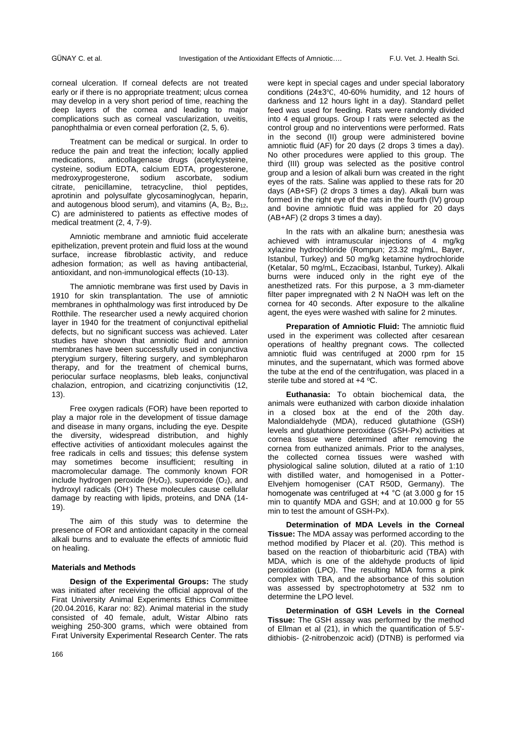corneal ulceration. If corneal defects are not treated early or if there is no appropriate treatment; ulcus cornea may develop in a very short period of time, reaching the deep layers of the cornea and leading to major complications such as corneal vascularization, uveitis, panophthalmia or even corneal perforation (2, 5, 6).

Treatment can be medical or surgical. In order to reduce the pain and treat the infection; locally applied medications, anticollagenase drugs (acetylcysteine, cysteine, sodium EDTA, calcium EDTA, progesterone, medroxyprogesterone, sodium ascorbate, sodium citrate, penicillamine, tetracycline, thiol peptides, aprotinin and polysulfate glycosaminoglycan, heparin, and autogenous blood serum), and vitamins (A, $B_2$, $B_{12}$, C) are administered to patients as effective modes of medical treatment (2, 4, 7-9).

Amniotic membrane and amniotic fluid accelerate epithelization, prevent protein and fluid loss at the wound surface, increase fibroblastic activity, and reduce adhesion formation; as well as having antibacterial, antioxidant, and non-immunological effects (10-13).

The amniotic membrane was first used by Davis in 1910 for skin transplantation. The use of amniotic membranes in ophthalmology was first introduced by De Rotthile. The researcher used a newly acquired chorion layer in 1940 for the treatment of conjunctival epithelial defects, but no significant success was achieved. Later studies have shown that amniotic fluid and amnion membranes have been successfully used in conjunctiva pterygium surgery, filtering surgery, and symblepharon therapy, and for the treatment of chemical burns, periocular surface neoplasms, bleb leaks, conjunctival chalazion, entropion, and cicatrizing conjunctivitis (12, 13).

Free oxygen radicals (FOR) have been reported to play a major role in the development of tissue damage and disease in many organs, including the eye. Despite the diversity, widespread distribution, and highly effective activities of antioxidant molecules against the free radicals in cells and tissues; this defense system may sometimes become insufficient; resulting in macromolecular damage. The commonly known FOR include hydrogen peroxide ($H_2O_2$), superoxide ($O_2$), and hydroxyl radicals ($OH^-$) These molecules cause cellular damage by reacting with lipids, proteins, and DNA (14-19).

The aim of this study was to determine the presence of FOR and antioxidant capacity in the corneal alkali burns and to evaluate the effects of amniotic fluid on healing.

### Materials and Methods

**Design of the Experimental Groups:** The study was initiated after receiving the official approval of the Firat University Animal Experiments Ethics Committee (20.04.2016, Karar no: 82). Animal material in the study consisted of 40 female, adult, Wistar Albino rats weighing 250-300 grams, which were obtained from Fırat University Experimental Research Center. The rats were kept in special cages and under special laboratory conditions (24±3℃, 40-60% humidity, and 12 hours of darkness and 12 hours light in a day). Standard pellet feed was used for feeding. Rats were randomly divided into 4 equal groups. Group I rats were selected as the control group and no interventions were performed. Rats in the second (II) group were administered bovine amniotic fluid (AF) for 20 days (2 drops 3 times a day). No other procedures were applied to this group. The third (III) group was selected as the positive control group and a lesion of alkali burn was created in the right eyes of the rats. Saline was applied to these rats for 20 days (AB+SF) (2 drops 3 times a day). Alkali burn was formed in the right eye of the rats in the fourth (IV) group and bovine amniotic fluid was applied for 20 days (AB+AF) (2 drops 3 times a day).

In the rats with an alkaline burn; anesthesia was achieved with intramuscular injections of 4 mg/kg xylazine hydrochloride (Rompun; 23.32 mg/mL, Bayer, Istanbul, Turkey) and 50 mg/kg ketamine hydrochloride (Ketalar, 50 mg/mL, Eczacibasi, Istanbul, Turkey). Alkali burns were induced only in the right eye of the anesthetized rats. For this purpose, a 3 mm-diameter filter paper impregnated with 2 N NaOH was left on the cornea for 40 seconds. After exposure to the alkaline agent, the eyes were washed with saline for 2 minutes.

**Preparation of Amniotic Fluid:** The amniotic fluid used in the experiment was collected after cesarean operations of healthy pregnant cows. The collected amniotic fluid was centrifuged at 2000 rpm for 15 minutes, and the supernatant, which was formed above the tube at the end of the centrifugation, was placed in a sterile tube and stored at +4 ºC.

**Euthanasia:** To obtain biochemical data, the animals were euthanized with carbon dioxide inhalation in a closed box at the end of the 20th day. Malondialdehyde (MDA), reduced glutathione (GSH) levels and glutathione peroxidase (GSH-Px) activities at cornea tissue were determined after removing the cornea from euthanized animals. Prior to the analyses, the collected cornea tissues were washed with physiological saline solution, diluted at a ratio of 1:10 with distilled water, and homogenised in a Potter-Elvehjem homogeniser (CAT R50D, Germany). The homogenate was centrifuged at +4 °C (at 3.000 g for 15 min to quantify MDA and GSH; and at 10.000 g for 55 min to test the amount of GSH-Px).

**Determination of MDA Levels in the Corneal Tissue:** The MDA assay was performed according to the method modified by Placer et al. (20). This method is based on the reaction of thiobarbituric acid (TBA) with MDA, which is one of the aldehyde products of lipid peroxidation (LPO). The resulting MDA forms a pink complex with TBA, and the absorbance of this solution was assessed by spectrophotometry at 532 nm to determine the LPO level.

**Determination of GSH Levels in the Corneal Tissue:** The GSH assay was performed by the method of Ellman et al (21), in which the quantification of 5.5'-dithiobis- (2-nitrobenzoic acid) (DTNB) is performed via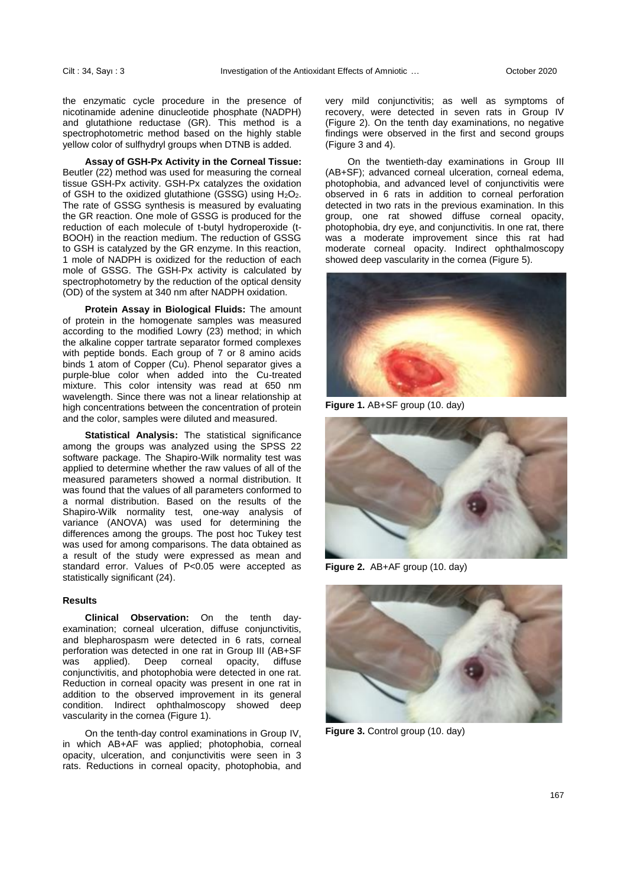the enzymatic cycle procedure in the presence of nicotinamide adenine dinucleotide phosphate (NADPH) and glutathione reductase (GR). This method is a spectrophotometric method based on the highly stable yellow color of sulfhydryl groups when DTNB is added.

**Assay of GSH-Px Activity in the Corneal Tissue:** Beutler (22) method was used for measuring the corneal tissue GSH-Px activity. GSH-Px catalyzes the oxidation of GSH to the oxidized glutathione (GSSG) using $H_2O_2$. The rate of GSSG synthesis is measured by evaluating the GR reaction. One mole of GSSG is produced for the reduction of each molecule of t-butyl hydroperoxide (t-BOOH) in the reaction medium. The reduction of GSSG to GSH is catalyzed by the GR enzyme. In this reaction, 1 mole of NADPH is oxidized for the reduction of each mole of GSSG. The GSH-Px activity is calculated by spectrophotometry by the reduction of the optical density (OD) of the system at 340 nm after NADPH oxidation.

**Protein Assay in Biological Fluids:** The amount of protein in the homogenate samples was measured according to the modified Lowry (23) method; in which the alkaline copper tartrate separator formed complexes with peptide bonds. Each group of 7 or 8 amino acids binds 1 atom of Copper (Cu). Phenol separator gives a purple-blue color when added into the Cu-treated mixture. This color intensity was read at 650 nm wavelength. Since there was not a linear relationship at high concentrations between the concentration of protein and the color, samples were diluted and measured.

**Statistical Analysis:** The statistical significance among the groups was analyzed using the SPSS 22 software package. The Shapiro-Wilk normality test was applied to determine whether the raw values of all of the measured parameters showed a normal distribution. It was found that the values of all parameters conformed to a normal distribution. Based on the results of the Shapiro-Wilk normality test, one-way analysis of variance (ANOVA) was used for determining the differences among the groups. The post hoc Tukey test was used for among comparisons. The data obtained as a result of the study were expressed as mean and standard error. Values of $P<0.05$ were accepted as statistically significant (24).

#### Results

**Clinical Observation:** On the tenth day-examination; corneal ulceration, diffuse conjunctivitis, and blepharospasm were detected in 6 rats, corneal perforation was detected in one rat in Group III (AB+SF was applied). Deep corneal opacity, diffuse conjunctivitis, and photophobia were detected in one rat. Reduction in corneal opacity was present in one rat in addition to the observed improvement in its general condition. Indirect ophthalmoscopy showed deep vascularity in the cornea (Figure 1).

On the tenth-day control examinations in Group IV, in which AB+AF was applied; photophobia, corneal opacity, ulceration, and conjunctivitis were seen in 3 rats. Reductions in corneal opacity, photophobia, and very mild conjunctivitis; as well as symptoms of recovery, were detected in seven rats in Group IV (Figure 2). On the tenth day examinations, no negative findings were observed in the first and second groups (Figure 3 and 4).

On the twentieth-day examinations in Group III (AB+SF); advanced corneal ulceration, corneal edema, photophobia, and advanced level of conjunctivitis were observed in 6 rats in addition to corneal perforation detected in two rats in the previous examination. In this group, one rat showed diffuse corneal opacity, photophobia, dry eye, and conjunctivitis. In one rat, there was a moderate improvement since this rat had moderate corneal opacity. Indirect ophthalmoscopy showed deep vascularity in the cornea (Figure 5).

**Figure 1.** AB+SF group (10. day)

**Figure 2.** AB+AF group (10. day)

**Figure 3.** Control group (10. day)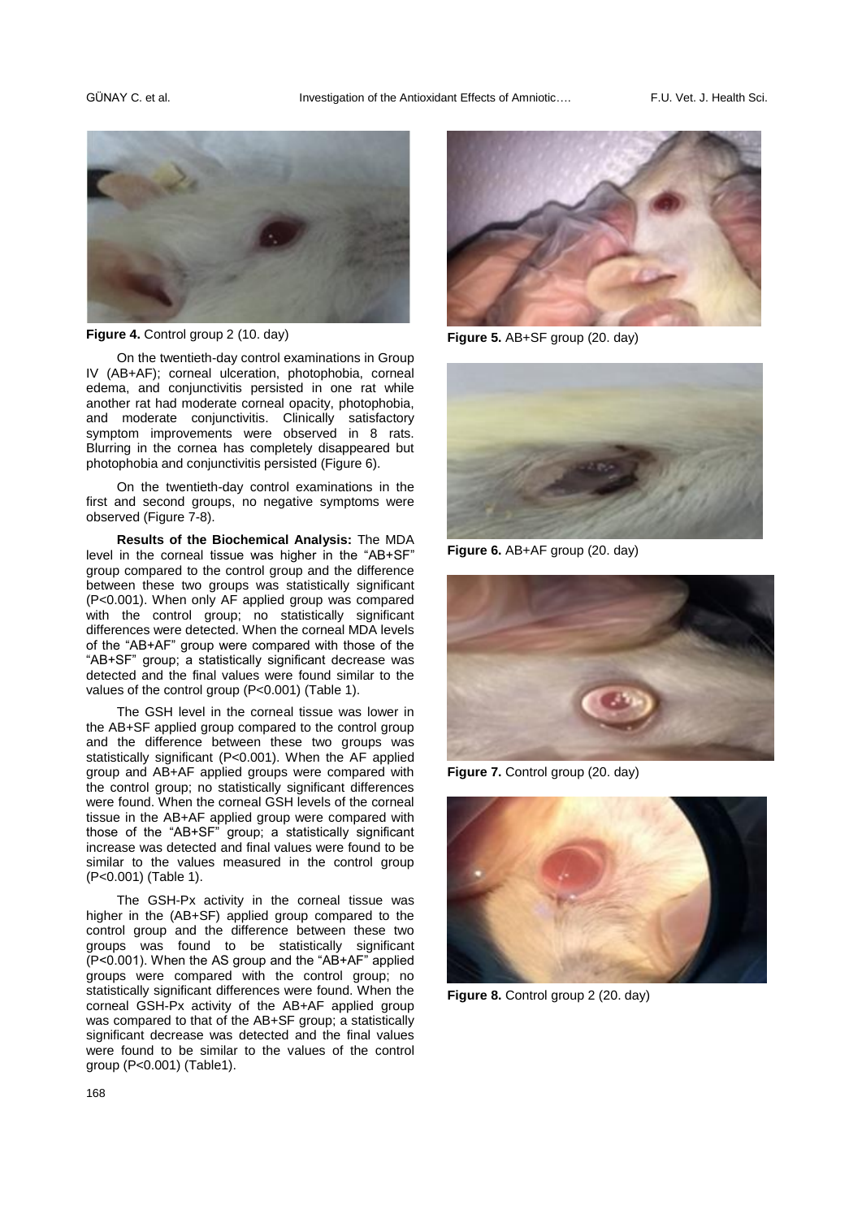Figure 4. Control group 2 (10. day)

On the twentieth-day control examinations in Group IV (AB+AF); corneal ulceration, photophobia, corneal edema, and conjunctivitis persisted in one rat while another rat had moderate corneal opacity, photophobia, and moderate conjunctivitis. Clinically satisfactory symptom improvements were observed in 8 rats. Blurring in the cornea has completely disappeared but photophobia and conjunctivitis persisted (Figure 6).

On the twentieth-day control examinations in the first and second groups, no negative symptoms were observed (Figure 7-8).

**Results of the Biochemical Analysis:** The MDA level in the corneal tissue was higher in the "AB+SF" group compared to the control group and the difference between these two groups was statistically significant (P<0.001). When only AF applied group was compared with the control group; no statistically significant differences were detected. When the corneal MDA levels of the "AB+AF" group were compared with those of the "AB+SF" group; a statistically significant decrease was detected and the final values were found similar to the values of the control group (P<0.001) (Table 1).

The GSH level in the corneal tissue was lower in the AB+SF applied group compared to the control group and the difference between these two groups was statistically significant (P<0.001). When the AF applied group and AB+AF applied groups were compared with the control group; no statistically significant differences were found. When the corneal GSH levels of the corneal tissue in the AB+AF applied group were compared with those of the "AB+SF" group; a statistically significant increase was detected and final values were found to be similar to the values measured in the control group (P<0.001) (Table 1).

The GSH-Px activity in the corneal tissue was higher in the (AB+SF) applied group compared to the control group and the difference between these two groups was found to be statistically significant (P<0.001). When the AS group and the "AB+AF" applied groups were compared with the control group; no statistically significant differences were found. When the corneal GSH-Px activity of the AB+AF applied group was compared to that of the AB+SF group; a statistically significant decrease was detected and the final values were found to be similar to the values of the control group (P<0.001) (Table1).

Figure 5. AB+SF group (20. day)

Figure 6. AB+AF group (20. day)

Figure 7. Control group (20. day)

Figure 8. Control group 2 (20. day)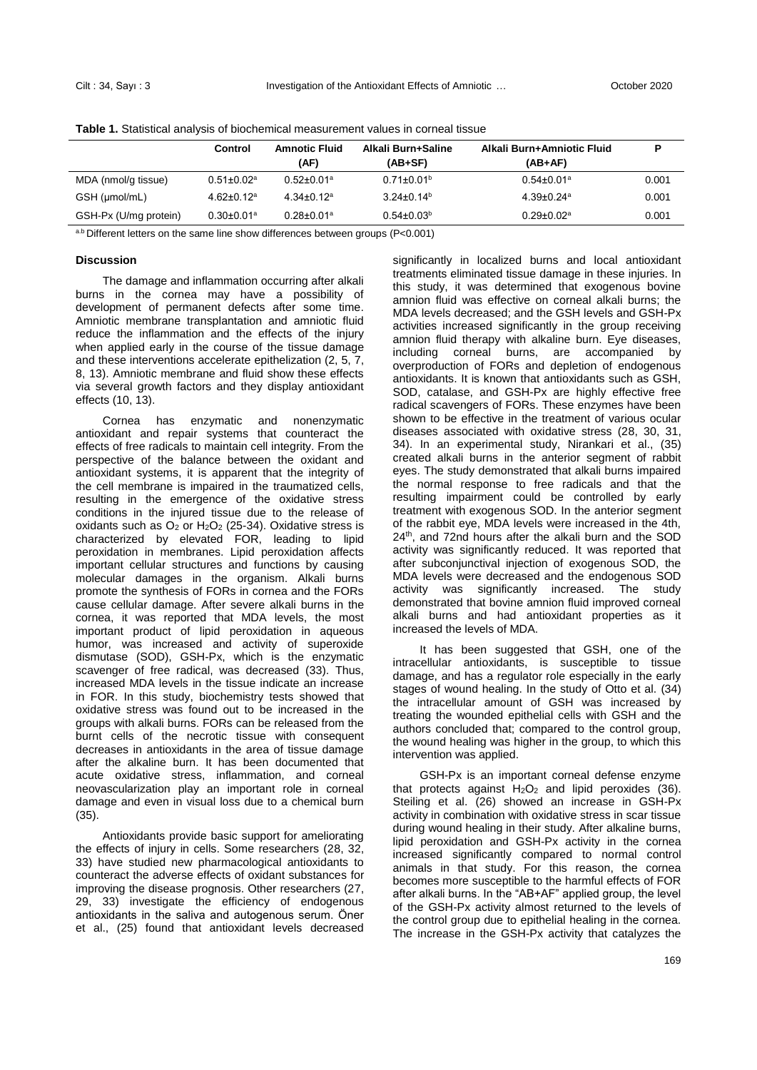**Table 1.** Statistical analysis of biochemical measurement values in corneal tissue

| | Control | Amnotic Fluid (AF) | Alkali Burn+Saline (AB+SF) | Alkali Burn+Amniotic Fluid (AB+AF) | P |
|---|---|---|---|---|---|
| MDA (nmol/g tissue) | 0.51±0.02[a] | 0.52±0.01[a] | 0.71±0.01[b] | 0.54±0.01[a] | 0.001 |
| GSH (µmol/mL) | 4.62±0.12[a] | 4.34±0.12[a] | 3.24±0.14[b] | 4.39±0.24[a] | 0.001 |
| GSH-Px (U/mg protein) | 0.30±0.01[a] | 0.28±0.01[a] | 0.54±0.03[b] | 0.29±0.02[a] | 0.001 |

[a,b] Different letters on the same line show differences between groups ($P<0.001$)

## Discussion

The damage and inflammation occurring after alkali burns in the cornea may have a possibility of development of permanent defects after some time. Amniotic membrane transplantation and amniotic fluid reduce the inflammation and the effects of the injury when applied early in the course of the tissue damage and these interventions accelerate epithelization (2, 5, 7, 8, 13). Amniotic membrane and fluid show these effects via several growth factors and they display antioxidant effects (10, 13).

Cornea has enzymatic and nonenzymatic antioxidant and repair systems that counteract the effects of free radicals to maintain cell integrity. From the perspective of the balance between the oxidant and antioxidant systems, it is apparent that the integrity of the cell membrane is impaired in the traumatized cells, resulting in the emergence of the oxidative stress conditions in the injured tissue due to the release of oxidants such as $O_2$ or $H_2O_2$ (25-34). Oxidative stress is characterized by elevated FOR, leading to lipid peroxidation in membranes. Lipid peroxidation affects important cellular structures and functions by causing molecular damages in the organism. Alkali burns promote the synthesis of FORs in cornea and the FORs cause cellular damage. After severe alkali burns in the cornea, it was reported that MDA levels, the most important product of lipid peroxidation in aqueous humor, was increased and activity of superoxide dismutase (SOD), GSH-Px, which is the enzymatic scavenger of free radical, was decreased (33). Thus, increased MDA levels in the tissue indicate an increase in FOR. In this study, biochemistry tests showed that oxidative stress was found out to be increased in the groups with alkali burns. FORs can be released from the burnt cells of the necrotic tissue with consequent decreases in antioxidants in the area of tissue damage after the alkaline burn. It has been documented that acute oxidative stress, inflammation, and corneal neovascularization play an important role in corneal damage and even in visual loss due to a chemical burn (35).

Antioxidants provide basic support for ameliorating the effects of injury in cells. Some researchers (28, 32, 33) have studied new pharmacological antioxidants to counteract the adverse effects of oxidant substances for improving the disease prognosis. Other researchers (27, 29, 33) investigate the efficiency of endogenous antioxidants in the saliva and autogenous serum. Öner et al., (25) found that antioxidant levels decreased significantly in localized burns and local antioxidant treatments eliminated tissue damage in these injuries. In this study, it was determined that exogenous bovine amnion fluid was effective on corneal alkali burns; the MDA levels decreased; and the GSH levels and GSH-Px activities increased significantly in the group receiving amnion fluid therapy with alkaline burn. Eye diseases, including corneal burns, are accompanied by overproduction of FORs and depletion of endogenous antioxidants. It is known that antioxidants such as GSH, SOD, catalase, and GSH-Px are highly effective free radical scavengers of FORs. These enzymes have been shown to be effective in the treatment of various ocular diseases associated with oxidative stress (28, 30, 31, 34). In an experimental study, Nirankari et al., (35) created alkali burns in the anterior segment of rabbit eyes. The study demonstrated that alkali burns impaired the normal response to free radicals and that the resulting impairment could be controlled by early treatment with exogenous SOD. In the anterior segment of the rabbit eye, MDA levels were increased in the 4th, 24th, and 72nd hours after the alkali burn and the SOD activity was significantly reduced. It was reported that after subconjunctival injection of exogenous SOD, the MDA levels were decreased and the endogenous SOD activity was significantly increased. The study demonstrated that bovine amnion fluid improved corneal alkali burns and had antioxidant properties as it increased the levels of MDA.

It has been suggested that GSH, one of the intracellular antioxidants, is susceptible to tissue damage, and has a regulator role especially in the early stages of wound healing. In the study of Otto et al. (34) the intracellular amount of GSH was increased by treating the wounded epithelial cells with GSH and the authors concluded that; compared to the control group, the wound healing was higher in the group, to which this intervention was applied.

GSH-Px is an important corneal defense enzyme that protects against $H_2O_2$ and lipid peroxides (36). Steiling et al. (26) showed an increase in GSH-Px activity in combination with oxidative stress in scar tissue during wound healing in their study. After alkaline burns, lipid peroxidation and GSH-Px activity in the cornea increased significantly compared to normal control animals in that study. For this reason, the cornea becomes more susceptible to the harmful effects of FOR after alkali burns. In the "AB+AF" applied group, the level of the GSH-Px activity almost returned to the levels of the control group due to epithelial healing in the cornea. The increase in the GSH-Px activity that catalyzes the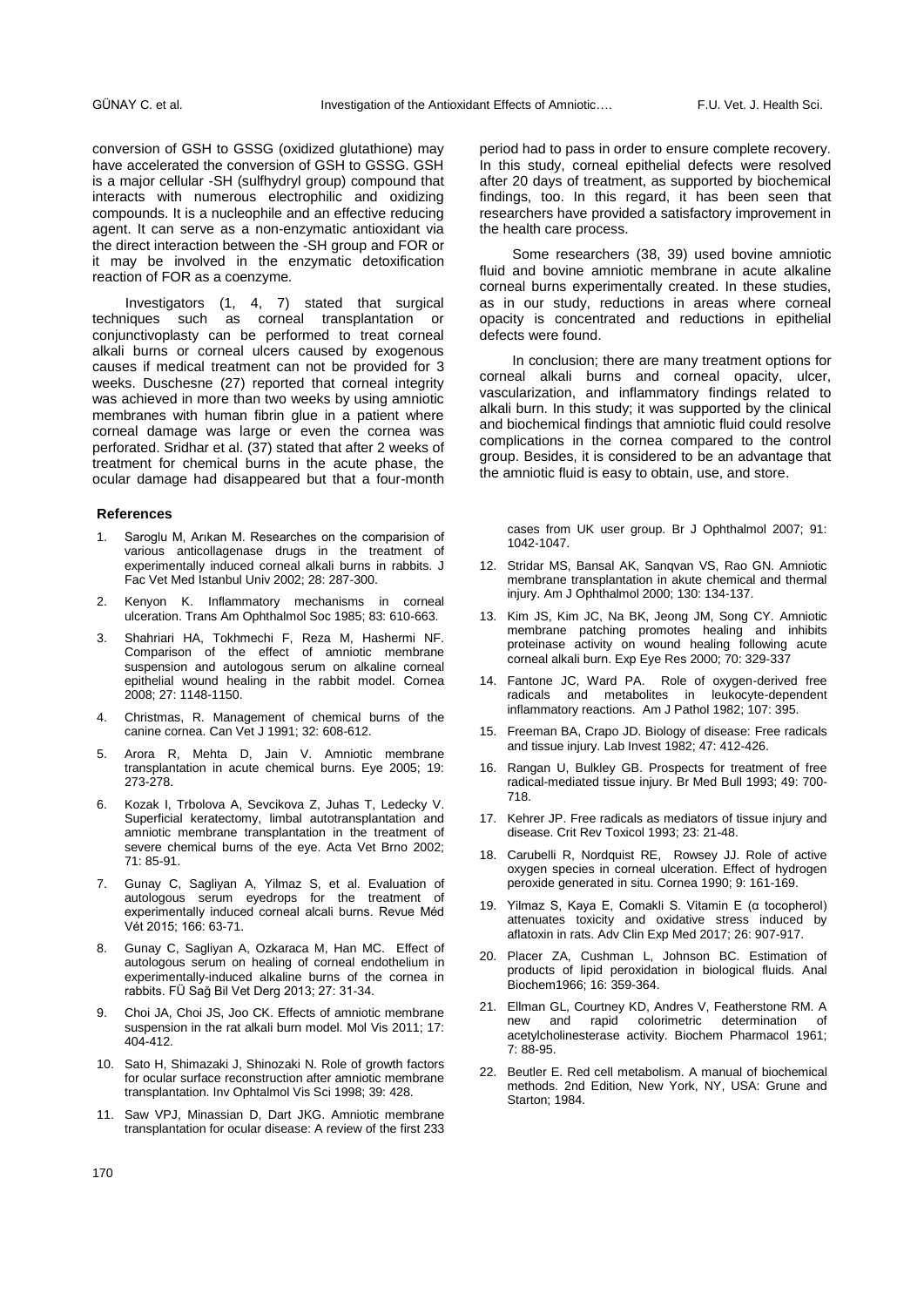conversion of GSH to GSSG (oxidized glutathione) may have accelerated the conversion of GSH to GSSG. GSH is a major cellular -SH (sulfhydryl group) compound that interacts with numerous electrophilic and oxidizing compounds. It is a nucleophile and an effective reducing agent. It can serve as a non-enzymatic antioxidant via the direct interaction between the -SH group and FOR or it may be involved in the enzymatic detoxification reaction of FOR as a coenzyme.

Investigators (1, 4, 7) stated that surgical techniques such as corneal transplantation or conjunctivoplasty can be performed to treat corneal alkali burns or corneal ulcers caused by exogenous causes if medical treatment can not be provided for 3 weeks. Duschesne (27) reported that corneal integrity was achieved in more than two weeks by using amniotic membranes with human fibrin glue in a patient where corneal damage was large or even the cornea was perforated. Sridhar et al. (37) stated that after 2 weeks of treatment for chemical burns in the acute phase, the ocular damage had disappeared but that a four-month period had to pass in order to ensure complete recovery. In this study, corneal epithelial defects were resolved after 20 days of treatment, as supported by biochemical findings, too. In this regard, it has been seen that researchers have provided a satisfactory improvement in the health care process.

Some researchers (38, 39) used bovine amniotic fluid and bovine amniotic membrane in acute alkaline corneal burns experimentally created. In these studies, as in our study, reductions in areas where corneal opacity is concentrated and reductions in epithelial defects were found.

In conclusion; there are many treatment options for corneal alkali burns and corneal opacity, ulcer, vascularization, and inflammatory findings related to alkali burn. In this study; it was supported by the clinical and biochemical findings that amniotic fluid could resolve complications in the cornea compared to the control group. Besides, it is considered to be an advantage that the amniotic fluid is easy to obtain, use, and store.

## References

1. Saroglu M, Arıkan M. Researches on the comparision of various anticollagenase drugs in the treatment of experimentally induced corneal alkali burns in rabbits. J Fac Vet Med Istanbul Univ 2002; 28: 287-300.
2. Kenyon K. Inflammatory mechanisms in corneal ulceration. Trans Am Ophthalmol Soc 1985; 83: 610-663.
3. Shahriari HA, Tokhmechi F, Reza M, Hashermi NF. Comparison of the effect of amniotic membrane suspension and autologous serum on alkaline corneal epithelial wound healing in the rabbit model. Cornea 2008; 27: 1148-1150.
4. Christmas, R. Management of chemical burns of the canine cornea. Can Vet J 1991; 32: 608-612.
5. Arora R, Mehta D, Jain V. Amniotic membrane transplantation in acute chemical burns. Eye 2005; 19: 273-278.
6. Kozak I, Trbolova A, Sevcikova Z, Juhas T, Ledecky V. Superficial keratectomy, limbal autotransplantation and amniotic membrane transplantation in the treatment of severe chemical burns of the eye. Acta Vet Brno 2002; 71: 85-91.
7. Gunay C, Sagliyan A, Yilmaz S, et al. Evaluation of autologous serum eyedrops for the treatment of experimentally induced corneal alcali burns. Revue Méd Vét 2015; 166: 63-71.
8. Gunay C, Sagliyan A, Ozkaraca M, Han MC. Effect of autologous serum on healing of corneal endothelium in experimentally-induced alkaline burns of the cornea in rabbits. FÜ Sağ Bil Vet Derg 2013; 27: 31-34.
9. Choi JA, Choi JS, Joo CK. Effects of amniotic membrane suspension in the rat alkali burn model. Mol Vis 2011; 17: 404-412.
10. Sato H, Shimazaki J, Shinozaki N. Role of growth factors for ocular surface reconstruction after amniotic membrane transplantation. Inv Ophtalmol Vis Sci 1998; 39: 428.
11. Saw VPJ, Minassian D, Dart JKG. Amniotic membrane transplantation for ocular disease: A review of the first 233 cases from UK user group. Br J Ophthalmol 2007; 91: 1042-1047.
12. Stridar MS, Bansal AK, Sanqvan VS, Rao GN. Amniotic membrane transplantation in akute chemical and thermal injury. Am J Ophthalmol 2000; 130: 134-137.
13. Kim JS, Kim JC, Na BK, Jeong JM, Song CY. Amniotic membrane patching promotes healing and inhibits proteinase activity on wound healing following acute corneal alkali burn. Exp Eye Res 2000; 70: 329-337
14. Fantone JC, Ward PA. Role of oxygen-derived free radicals and metabolites in leukocyte-dependent inflammatory reactions. Am J Pathol 1982; 107: 395.
15. Freeman BA, Crapo JD. Biology of disease: Free radicals and tissue injury. Lab Invest 1982; 47: 412-426.
16. Rangan U, Bulkley GB. Prospects for treatment of free radical-mediated tissue injury. Br Med Bull 1993; 49: 700-718.
17. Kehrer JP. Free radicals as mediators of tissue injury and disease. Crit Rev Toxicol 1993; 23: 21-48.
18. Carubelli R, Nordquist RE, Rowsey JJ. Role of active oxygen species in corneal ulceration. Effect of hydrogen peroxide generated in situ. Cornea 1990; 9: 161-169.
19. Yilmaz S, Kaya E, Comakli S. Vitamin E (α tocopherol) attenuates toxicity and oxidative stress induced by aflatoxin in rats. Adv Clin Exp Med 2017; 26: 907-917.
20. Placer ZA, Cushman L, Johnson BC. Estimation of products of lipid peroxidation in biological fluids. Anal Biochem1966; 16: 359-364.
21. Ellman GL, Courtney KD, Andres V, Featherstone RM. A new and rapid colorimetric determination of acetylcholinesterase activity. Biochem Pharmacol 1961; 7: 88-95.
22. Beutler E. Red cell metabolism. A manual of biochemical methods. 2nd Edition, New York, NY, USA: Grune and Starton; 1984.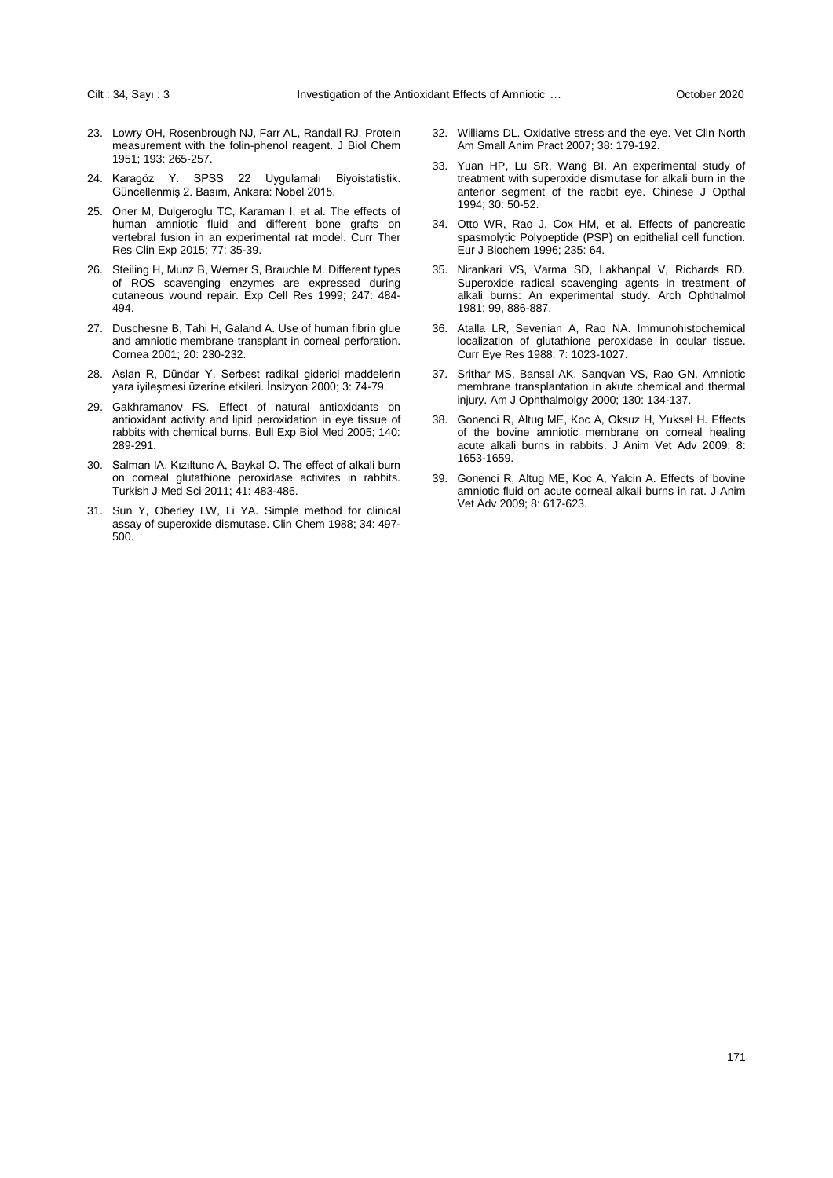23. Lowry OH, Rosenbrough NJ, Farr AL, Randall RJ. Protein measurement with the folin-phenol reagent. J Biol Chem 1951; 193: 265-257.
24. Karagöz Y. SPSS 22 Uygulamalı Biyoistatistik. Güncellenmiş 2. Basım, Ankara: Nobel 2015.
25. Oner M, Dulgeroglu TC, Karaman I, et al. The effects of human amniotic fluid and different bone grafts on vertebral fusion in an experimental rat model. Curr Ther Res Clin Exp 2015; 77: 35-39.
26. Steiling H, Munz B, Werner S, Brauchle M. Different types of ROS scavenging enzymes are expressed during cutaneous wound repair. Exp Cell Res 1999; 247: 484-494.
27. Duschesne B, Tahi H, Galand A. Use of human fibrin glue and amniotic membrane transplant in corneal perforation. Cornea 2001; 20: 230-232.
28. Aslan R, Dündar Y. Serbest radikal giderici maddelerin yara iyileşmesi üzerine etkileri. İnsizyon 2000; 3: 74-79.
29. Gakhramanov FS. Effect of natural antioxidants on antioxidant activity and lipid peroxidation in eye tissue of rabbits with chemical burns. Bull Exp Biol Med 2005; 140: 289-291.
30. Salman IA, Kızıltunc A, Baykal O. The effect of alkali burn on corneal glutathione peroxidase activites in rabbits. Turkish J Med Sci 2011; 41: 483-486.
31. Sun Y, Oberley LW, Li YA. Simple method for clinical assay of superoxide dismutase. Clin Chem 1988; 34: 497-500.
32. Williams DL. Oxidative stress and the eye. Vet Clin North Am Small Anim Pract 2007; 38: 179-192.
33. Yuan HP, Lu SR, Wang BI. An experimental study of treatment with superoxide dismutase for alkali burn in the anterior segment of the rabbit eye. Chinese J Opthal 1994; 30: 50-52.
34. Otto WR, Rao J, Cox HM, et al. Effects of pancreatic spasmolytic Polypeptide (PSP) on epithelial cell function. Eur J Biochem 1996; 235: 64.
35. Nirankari VS, Varma SD, Lakhanpal V, Richards RD. Superoxide radical scavenging agents in treatment of alkali burns: An experimental study. Arch Ophthalmol 1981; 99, 886-887.
36. Atalla LR, Sevenian A, Rao NA. Immunohistochemical localization of glutathione peroxidase in ocular tissue. Curr Eye Res 1988; 7: 1023-1027.
37. Srithar MS, Bansal AK, Sanqvan VS, Rao GN. Amniotic membrane transplantation in akute chemical and thermal injury. Am J Ophthalmolgy 2000; 130: 134-137.
38. Gonenci R, Altug ME, Koc A, Oksuz H, Yuksel H. Effects of the bovine amniotic membrane on corneal healing acute alkali burns in rabbits. J Anim Vet Adv 2009; 8: 1653-1659.
39. Gonenci R, Altug ME, Koc A, Yalcin A. Effects of bovine amniotic fluid on acute corneal alkali burns in rat. J Anim Vet Adv 2009; 8: 617-623.